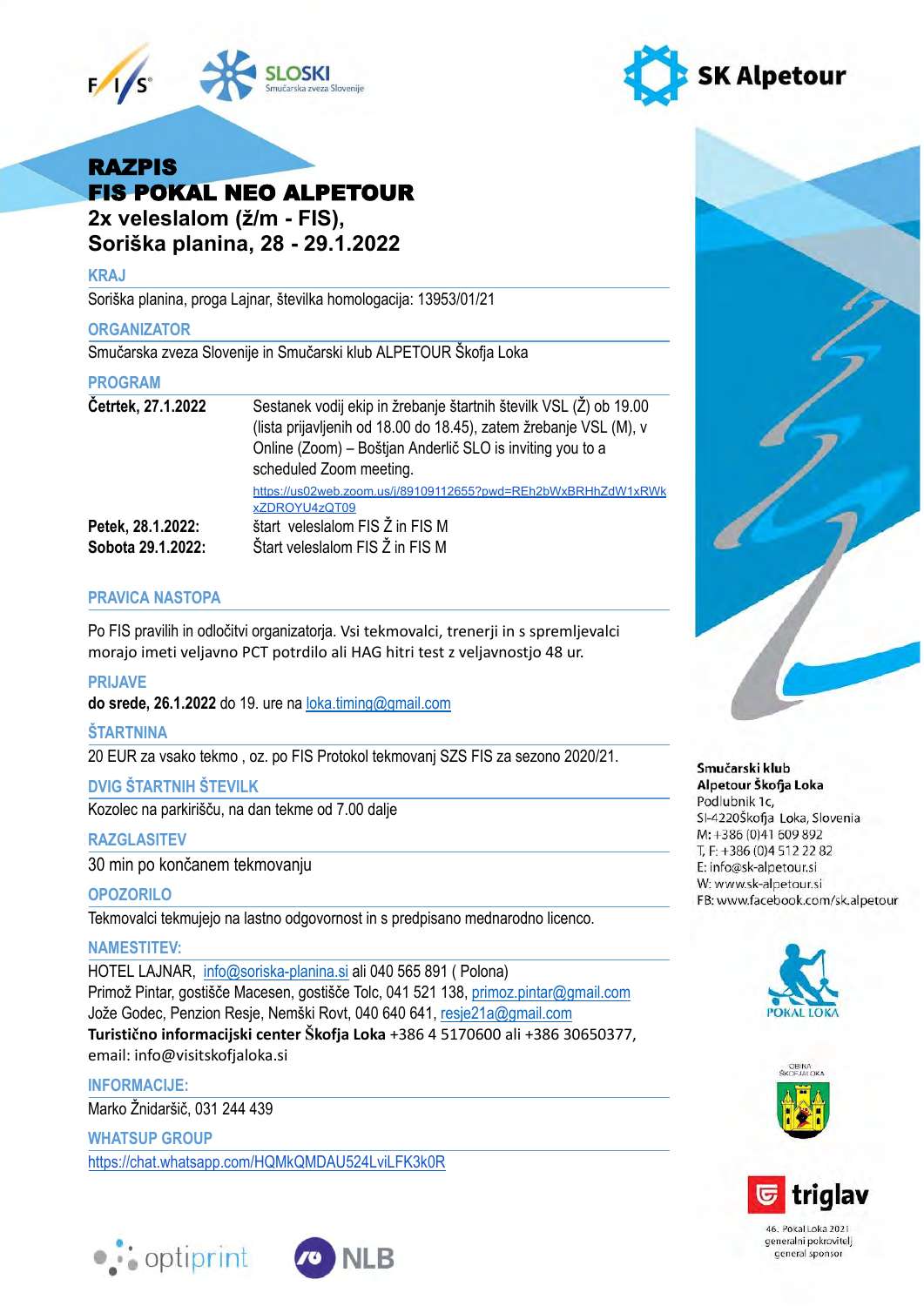# RAZPIS
# FIS POKAL NEO ALPETOUR

## 2x veleslalom (ž/m - FIS), Soriška planina, 28 - 29.1.2022

### KRAJ

Soriška planina, proga Lajnar, številka homologacija: 13953/01/21

### ORGANIZATOR

Smučarska zveza Slovenije in Smučarski klub ALPETOUR Škofja Loka

### PROGRAM

| | |
|---|---|
| **Četrtek, 27.1.2022** | Sestanek vodij ekip in žrebanje štartnih številk VSL (Ž) ob 19.00 (lista prijavljenih od 18.00 do 18.45), zatem žrebanje VSL (M), v Online (Zoom) – Boštjan Anderlič SLO is inviting you to a scheduled Zoom meeting. https://us02web.zoom.us/j/89109112655?pwd=REh2bWxBRHhZdW1xRWkxZDROYU4zQT09 |
| **Petek, 28.1.2022:** | štart veleslalom FIS Ž in FIS M |
| **Sobota 29.1.2022:** | Štart veleslalom FIS Ž in FIS M |

### PRAVICA NASTOPA

Po FIS pravilih in odločitvi organizatorja. Vsi tekmovalci, trenerji in s spremljevalci morajo imeti veljavno PCT potrdilo ali HAG hitri test z veljavnostjo 48 ur.

### PRIJAVE

**do srede, 26.1.2022** do 19. ure na loka.timing@gmail.com

### ŠTARTNINA

20 EUR za vsako tekmo , oz. po FIS Protokol tekmovanj SZS FIS za sezono 2020/21.

### DVIG ŠTARTNIH ŠTEVILK

Kozolec na parkirišču, na dan tekme od 7.00 dalje

### RAZGLASITEV

30 min po končanem tekmovanju

### OPOZORILO

Tekmovalci tekmujejo na lastno odgovornost in s predpisano mednarodno licenco.

### NAMESTITEV:

HOTEL LAJNAR, info@soriska-planina.si ali 040 565 891 ( Polona)
Primož Pintar, gostišče Macesen, gostišče Tolc, 041 521 138, primoz.pintar@gmail.com
Jože Godec, Penzion Resje, Nemški Rovt, 040 640 641, resje21a@gmail.com
**Turistično informacijski center Škofja Loka** +386 4 5170600 ali +386 30650377, email: info@visitskofjaloka.si

### INFORMACIJE:

Marko Žnidaršič, 031 244 439

### WHATSUP GROUP

https://chat.whatsapp.com/HQMkQMDAU524LviLFK3k0R

**Smučarski klub Alpetour Škofja Loka**
Podlubnik 1c,
SI-4220Škofja Loka, Slovenia
M: +386 (0)41 609 892
T, F: +386 (0)4 512 22 82
E: info@sk-alpetour.si
W: www.sk-alpetour.si
FB: www.facebook.com/sk.alpetour

46. Pokal Loka 2021
generalni pokrovitelj
general sponsor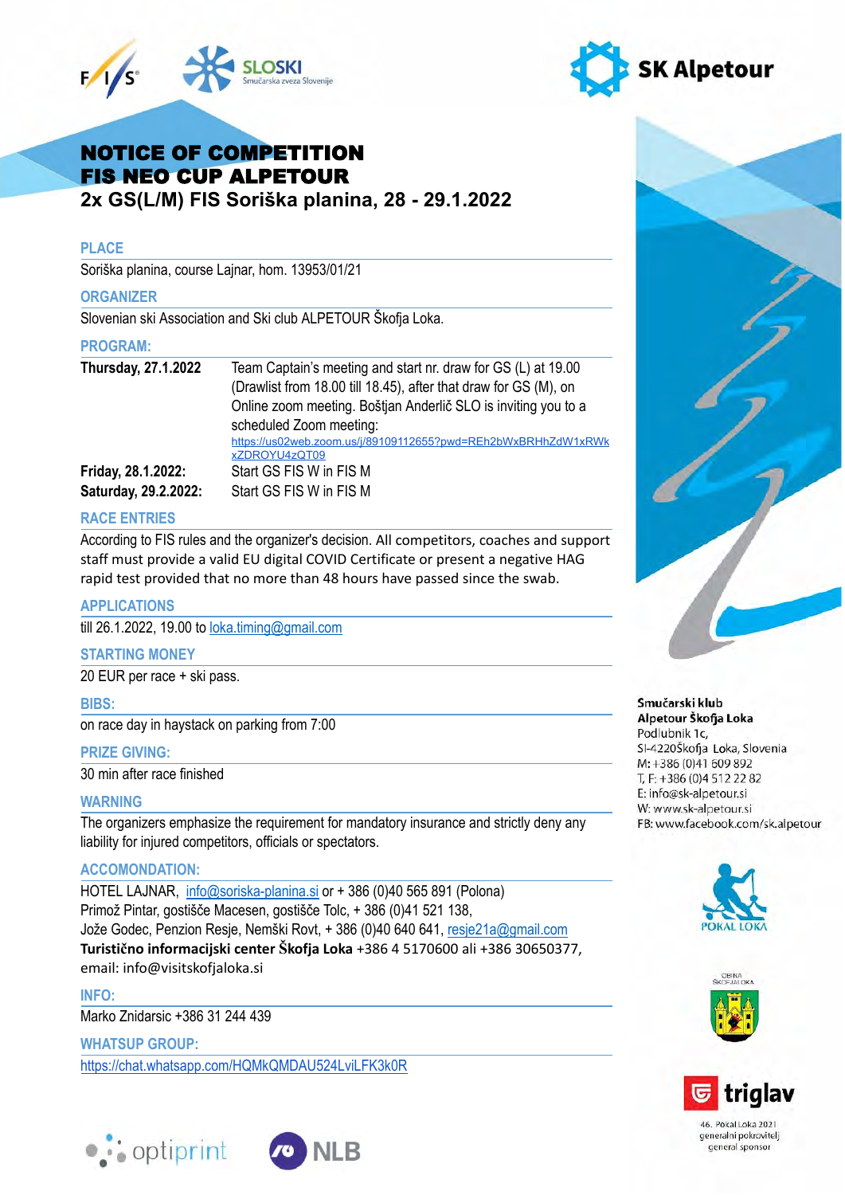# NOTICE OF COMPETITION
# FIS NEO CUP ALPETOUR
## 2x GS(L/M) FIS Soriška planina, 28 - 29.1.2022

### PLACE
Soriška planina, course Lajnar, hom. 13953/01/21

### ORGANIZER
Slovenian ski Association and Ski club ALPETOUR Škofja Loka.

### PROGRAM:

| | |
|---|---|
| **Thursday, 27.1.2022** | Team Captain's meeting and start nr. draw for GS (L) at 19.00 (Drawlist from 18.00 till 18.45), after that draw for GS (M), on Online zoom meeting. Boštjan Anderlič SLO is inviting you to a scheduled Zoom meeting: https://us02web.zoom.us/j/89109112655?pwd=REh2bWxBRHhZdW1xRWkxZDROYU4zQT09 |
| **Friday, 28.1.2022:** | Start GS FIS W in FIS M |
| **Saturday, 29.2.2022:** | Start GS FIS W in FIS M |

### RACE ENTRIES
According to FIS rules and the organizer's decision. All competitors, coaches and support staff must provide a valid EU digital COVID Certificate or present a negative HAG rapid test provided that no more than 48 hours have passed since the swab.

### APPLICATIONS
till 26.1.2022, 19.00 to loka.timing@gmail.com

### STARTING MONEY
20 EUR per race + ski pass.

### BIBS:
on race day in haystack on parking from 7:00

### PRIZE GIVING:
30 min after race finished

### WARNING
The organizers emphasize the requirement for mandatory insurance and strictly deny any liability for injured competitors, officials or spectators.

### ACCOMONDATION:
HOTEL LAJNAR, info@soriska-planina.si or + 386 (0)40 565 891 (Polona)
Primož Pintar, gostišče Macesen, gostišče Tolc, + 386 (0)41 521 138,
Jože Godec, Penzion Resje, Nemški Rovt, + 386 (0)40 640 641, resje21a@gmail.com
**Turistično informacijski center Škofja Loka** +386 4 5170600 ali +386 30650377,
email: info@visitskofjaloka.si

### INFO:
Marko Znidarsic +386 31 244 439

### WHATSUP GROUP:
https://chat.whatsapp.com/HQMkQMDAU524LviLFK3k0R

**Smučarski klub**
**Alpetour Škofja Loka**
Podlubnik 1c,
SI-4220Škofja Loka, Slovenia
M: +386 (0)41 609 892
T, F: +386 (0)4 512 22 82
E: info@sk-alpetour.si
W: www.sk-alpetour.si
FB: www.facebook.com/sk.alpetour

46. Pokal Loka 2021
generalni pokrovitelj
general sponsor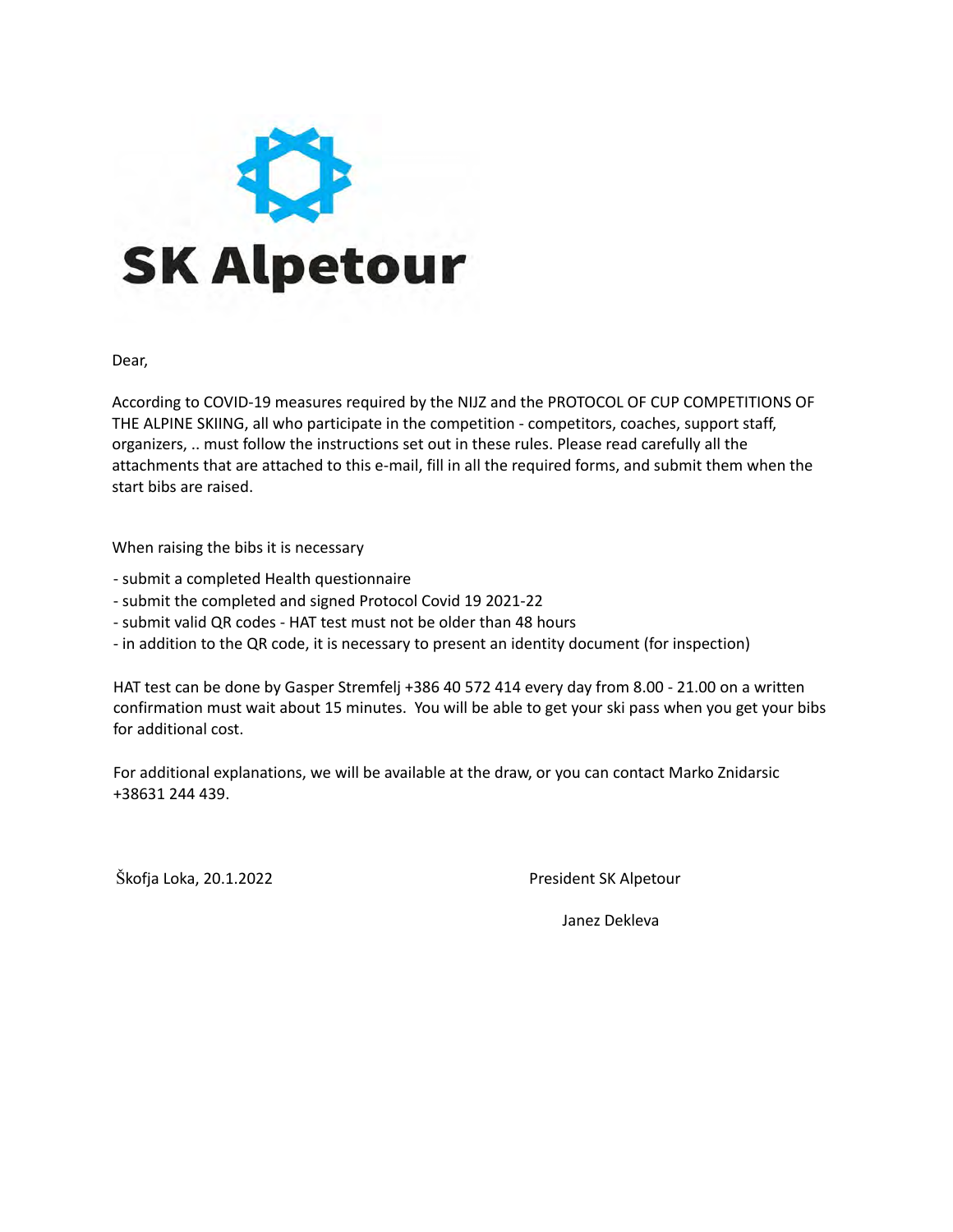# SK Alpetour

Dear,

According to COVID-19 measures required by the NIJZ and the PROTOCOL OF CUP COMPETITIONS OF THE ALPINE SKIING, all who participate in the competition - competitors, coaches, support staff, organizers, .. must follow the instructions set out in these rules. Please read carefully all the attachments that are attached to this e-mail, fill in all the required forms, and submit them when the start bibs are raised.

When raising the bibs it is necessary

- submit a completed Health questionnaire
- submit the completed and signed Protocol Covid 19 2021-22
- submit valid QR codes - HAT test must not be older than 48 hours
- in addition to the QR code, it is necessary to present an identity document (for inspection)

HAT test can be done by Gasper Stremfelj +386 40 572 414 every day from 8.00 - 21.00 on a written confirmation must wait about 15 minutes. You will be able to get your ski pass when you get your bibs for additional cost.

For additional explanations, we will be available at the draw, or you can contact Marko Znidarsic +38631 244 439.

Škofja Loka, 20.1.2022

President SK Alpetour

Janez Dekleva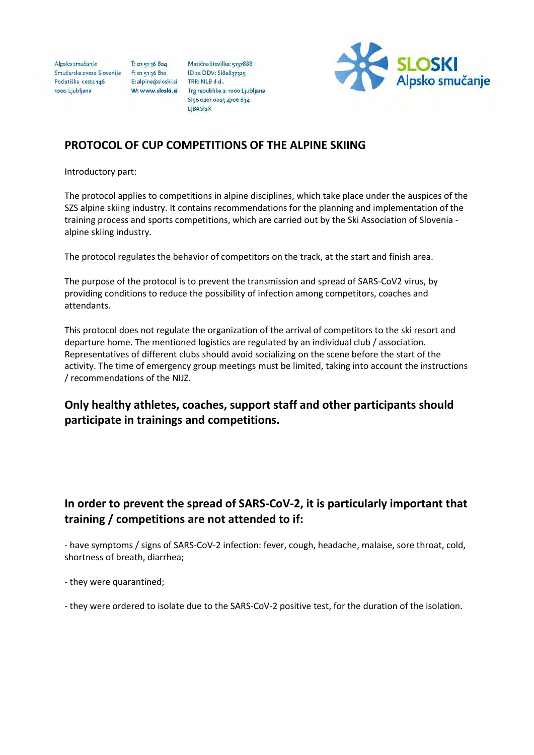## PROTOCOL OF CUP COMPETITIONS OF THE ALPINE SKIING

Introductory part:

The protocol applies to competitions in alpine disciplines, which take place under the auspices of the SZS alpine skiing industry. It contains recommendations for the planning and implementation of the training process and sports competitions, which are carried out by the Ski Association of Slovenia - alpine skiing industry.

The protocol regulates the behavior of competitors on the track, at the start and finish area.

The purpose of the protocol is to prevent the transmission and spread of SARS-CoV2 virus, by providing conditions to reduce the possibility of infection among competitors, coaches and attendants.

This protocol does not regulate the organization of the arrival of competitors to the ski resort and departure home. The mentioned logistics are regulated by an individual club / association. Representatives of different clubs should avoid socializing on the scene before the start of the activity. The time of emergency group meetings must be limited, taking into account the instructions / recommendations of the NIJZ.

### Only healthy athletes, coaches, support staff and other participants should participate in trainings and competitions.

### In order to prevent the spread of SARS-CoV-2, it is particularly important that training / competitions are not attended to if:

- have symptoms / signs of SARS-CoV-2 infection: fever, cough, headache, malaise, sore throat, cold, shortness of breath, diarrhea;

- they were quarantined;

- they were ordered to isolate due to the SARS-CoV-2 positive test, for the duration of the isolation.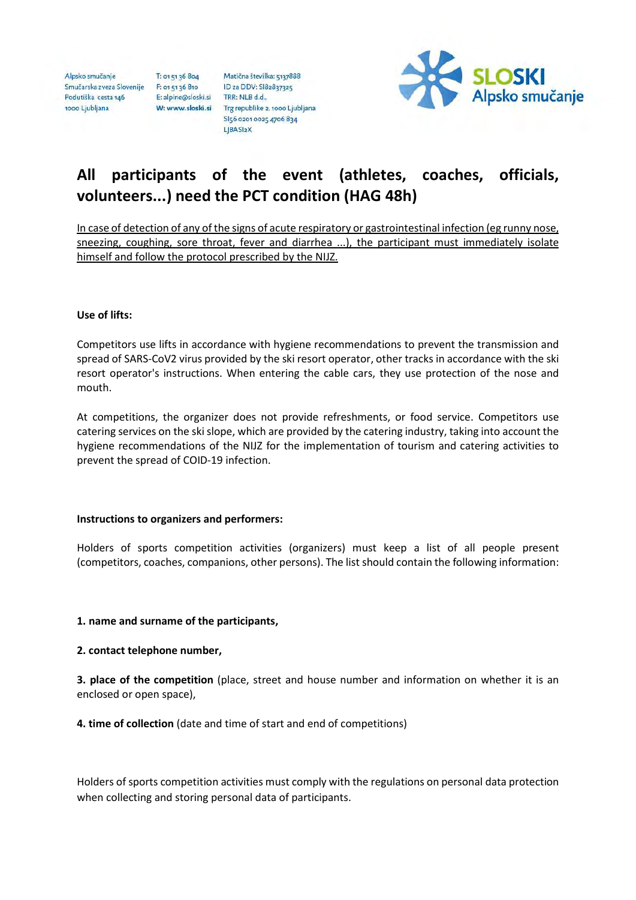# All participants of the event (athletes, coaches, officials, volunteers...) need the PCT condition (HAG 48h)

In case of detection of any of the signs of acute respiratory or gastrointestinal infection (eg runny nose, sneezing, coughing, sore throat, fever and diarrhea ...), the participant must immediately isolate himself and follow the protocol prescribed by the NIJZ.

**Use of lifts:**

Competitors use lifts in accordance with hygiene recommendations to prevent the transmission and spread of SARS-CoV2 virus provided by the ski resort operator, other tracks in accordance with the ski resort operator's instructions. When entering the cable cars, they use protection of the nose and mouth.

At competitions, the organizer does not provide refreshments, or food service. Competitors use catering services on the ski slope, which are provided by the catering industry, taking into account the hygiene recommendations of the NIJZ for the implementation of tourism and catering activities to prevent the spread of COID-19 infection.

**Instructions to organizers and performers:**

Holders of sports competition activities (organizers) must keep a list of all people present (competitors, coaches, companions, other persons). The list should contain the following information:

**1. name and surname of the participants,**

**2. contact telephone number,**

**3. place of the competition** (place, street and house number and information on whether it is an enclosed or open space),

**4. time of collection** (date and time of start and end of competitions)

Holders of sports competition activities must comply with the regulations on personal data protection when collecting and storing personal data of participants.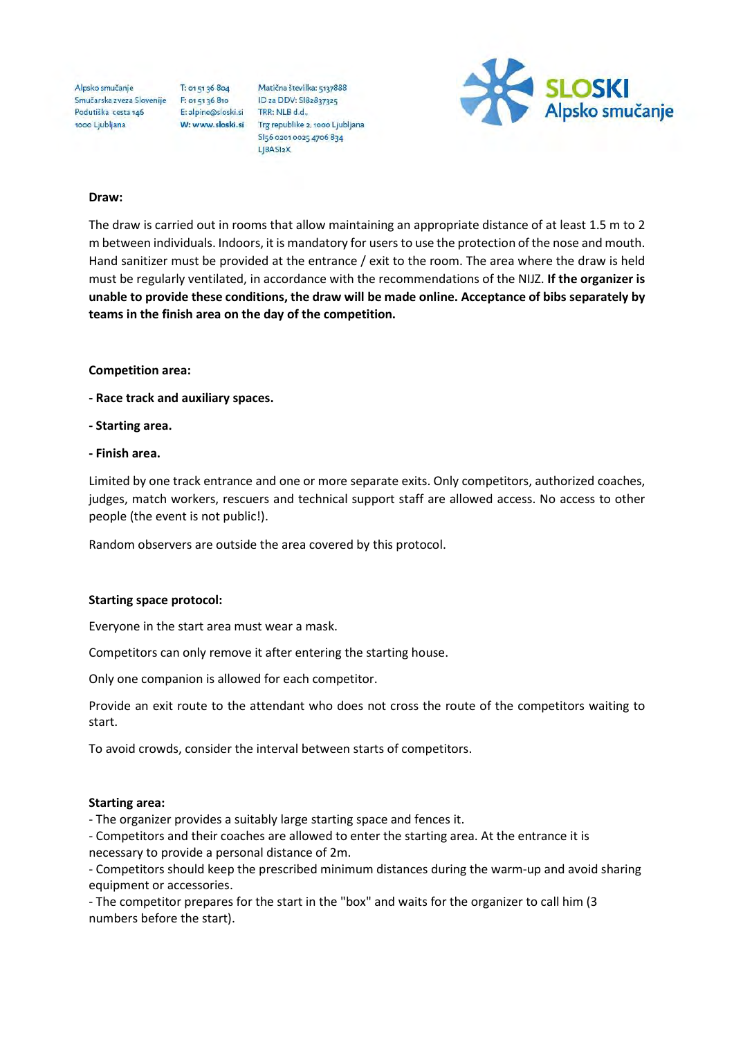**Draw:**

The draw is carried out in rooms that allow maintaining an appropriate distance of at least 1.5 m to 2 m between individuals. Indoors, it is mandatory for users to use the protection of the nose and mouth. Hand sanitizer must be provided at the entrance / exit to the room. The area where the draw is held must be regularly ventilated, in accordance with the recommendations of the NIJZ. **If the organizer is unable to provide these conditions, the draw will be made online. Acceptance of bibs separately by teams in the finish area on the day of the competition.**

**Competition area:**

**- Race track and auxiliary spaces.**

**- Starting area.**

**- Finish area.**

Limited by one track entrance and one or more separate exits. Only competitors, authorized coaches, judges, match workers, rescuers and technical support staff are allowed access. No access to other people (the event is not public!).

Random observers are outside the area covered by this protocol.

**Starting space protocol:**

Everyone in the start area must wear a mask.

Competitors can only remove it after entering the starting house.

Only one companion is allowed for each competitor.

Provide an exit route to the attendant who does not cross the route of the competitors waiting to start.

To avoid crowds, consider the interval between starts of competitors.

**Starting area:**

- The organizer provides a suitably large starting space and fences it.
- Competitors and their coaches are allowed to enter the starting area. At the entrance it is necessary to provide a personal distance of 2m.
- Competitors should keep the prescribed minimum distances during the warm-up and avoid sharing equipment or accessories.
- The competitor prepares for the start in the "box" and waits for the organizer to call him (3 numbers before the start).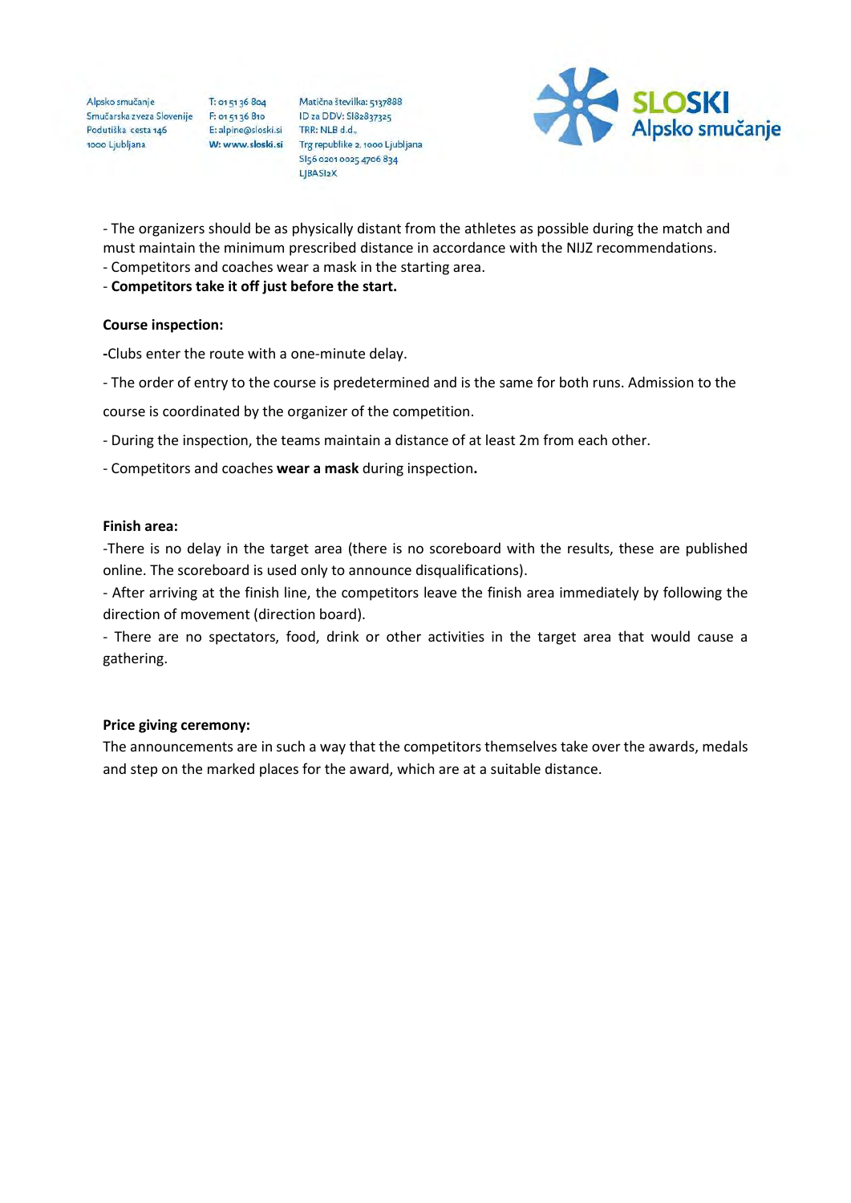- The organizers should be as physically distant from the athletes as possible during the match and must maintain the minimum prescribed distance in accordance with the NIJZ recommendations.
- Competitors and coaches wear a mask in the starting area.
- **Competitors take it off just before the start.**

**Course inspection:**

**-**Clubs enter the route with a one-minute delay.

- The order of entry to the course is predetermined and is the same for both runs. Admission to the course is coordinated by the organizer of the competition.

- During the inspection, the teams maintain a distance of at least 2m from each other.

- Competitors and coaches **wear a mask** during inspection**.**

**Finish area:**

-There is no delay in the target area (there is no scoreboard with the results, these are published online. The scoreboard is used only to announce disqualifications).

- After arriving at the finish line, the competitors leave the finish area immediately by following the direction of movement (direction board).

- There are no spectators, food, drink or other activities in the target area that would cause a gathering.

**Price giving ceremony:**

The announcements are in such a way that the competitors themselves take over the awards, medals and step on the marked places for the award, which are at a suitable distance.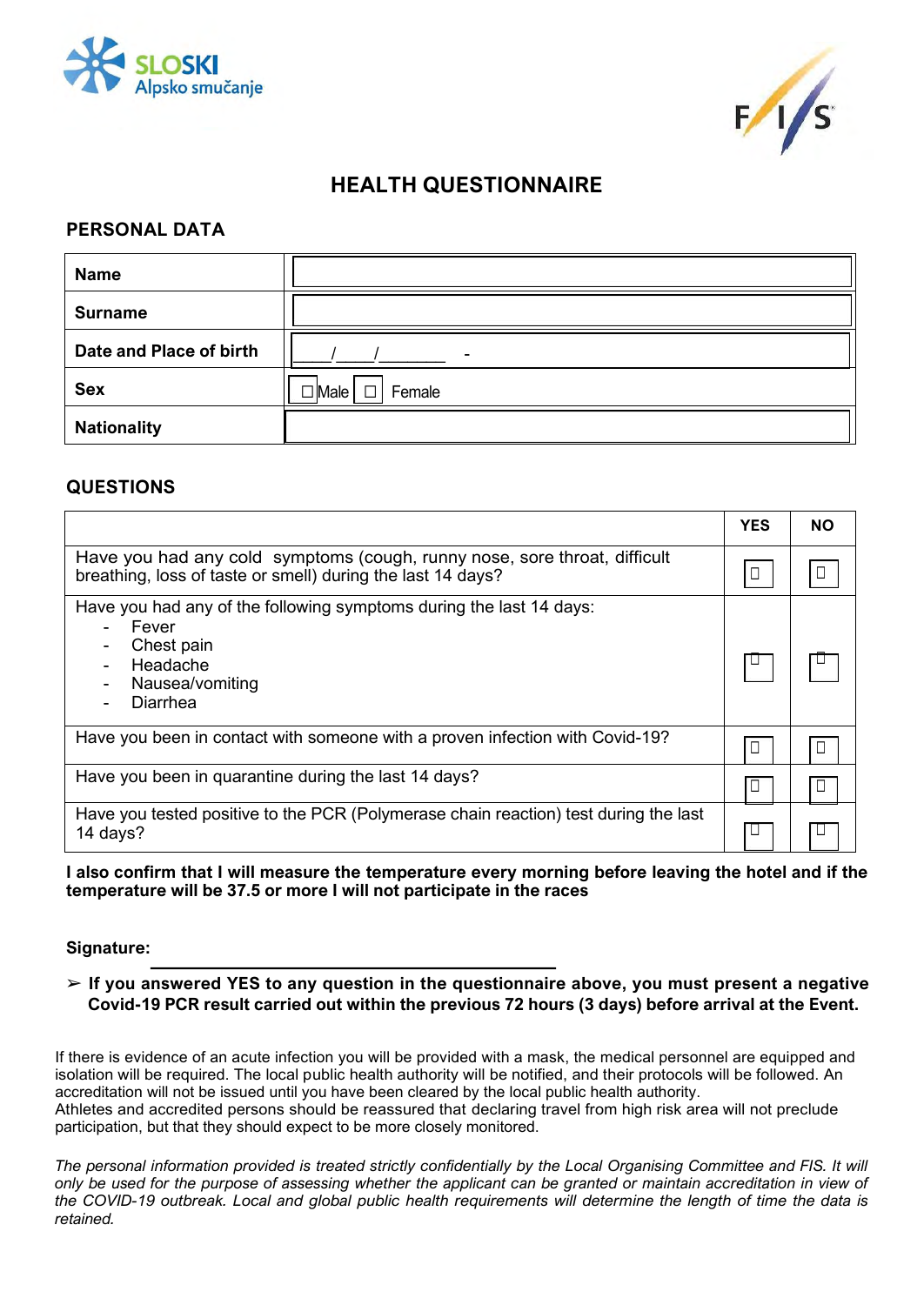SLOSKI
Alpsko smučanje

FIS

# HEALTH QUESTIONNAIRE

## PERSONAL DATA

| | |
|---|---|
| **Name** | |
| **Surname** | |
| **Date and Place of birth** | ____/____/________ - |
| **Sex** | ☐ Male ☐ Female |
| **Nationality** | |

## QUESTIONS

| | YES | NO |
|---|---|---|
| Have you had any cold symptoms (cough, runny nose, sore throat, difficult breathing, loss of taste or smell) during the last 14 days? | ☐ | ☐ |
| Have you had any of the following symptoms during the last 14 days:<br>- Fever<br>- Chest pain<br>- Headache<br>- Nausea/vomiting<br>- Diarrhea | ☐ | ☐ |
| Have you been in contact with someone with a proven infection with Covid-19? | ☐ | ☐ |
| Have you been in quarantine during the last 14 days? | ☐ | ☐ |
| Have you tested positive to the PCR (Polymerase chain reaction) test during the last 14 days? | ☐ | ☐ |

**I also confirm that I will measure the temperature every morning before leaving the hotel and if the temperature will be 37.5 or more I will not participate in the races**

**Signature:** ______________________________

- **If you answered YES to any question in the questionnaire above, you must present a negative Covid-19 PCR result carried out within the previous 72 hours (3 days) before arrival at the Event.**

If there is evidence of an acute infection you will be provided with a mask, the medical personnel are equipped and isolation will be required. The local public health authority will be notified, and their protocols will be followed. An accreditation will not be issued until you have been cleared by the local public health authority.
Athletes and accredited persons should be reassured that declaring travel from high risk area will not preclude participation, but that they should expect to be more closely monitored.

*The personal information provided is treated strictly confidentially by the Local Organising Committee and FIS. It will only be used for the purpose of assessing whether the applicant can be granted or maintain accreditation in view of the COVID-19 outbreak. Local and global public health requirements will determine the length of time the data is retained.*